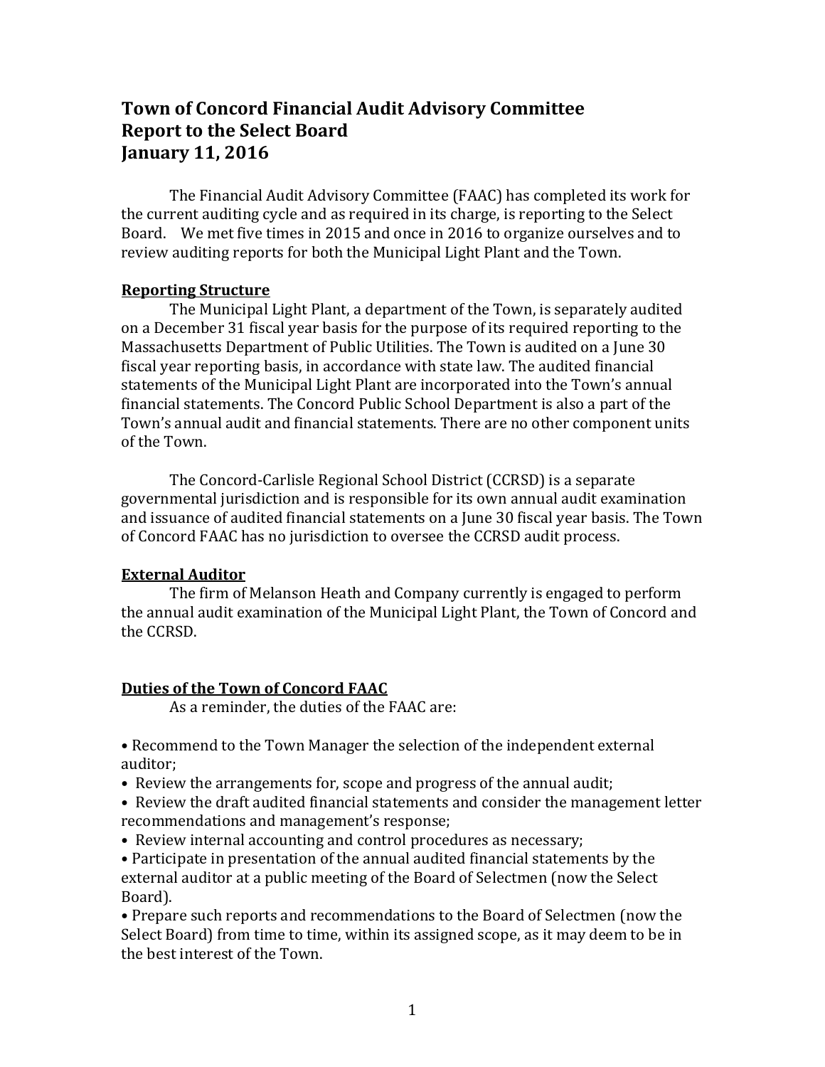# Town of Concord Financial Audit Advisory Committee
# Report to the Select Board
# January 11, 2016

The Financial Audit Advisory Committee (FAAC) has completed its work for the current auditing cycle and as required in its charge, is reporting to the Select Board. We met five times in 2015 and once in 2016 to organize ourselves and to review auditing reports for both the Municipal Light Plant and the Town.

## Reporting Structure

The Municipal Light Plant, a department of the Town, is separately audited on a December 31 fiscal year basis for the purpose of its required reporting to the Massachusetts Department of Public Utilities. The Town is audited on a June 30 fiscal year reporting basis, in accordance with state law. The audited financial statements of the Municipal Light Plant are incorporated into the Town's annual financial statements. The Concord Public School Department is also a part of the Town's annual audit and financial statements. There are no other component units of the Town.

The Concord-Carlisle Regional School District (CCRSD) is a separate governmental jurisdiction and is responsible for its own annual audit examination and issuance of audited financial statements on a June 30 fiscal year basis. The Town of Concord FAAC has no jurisdiction to oversee the CCRSD audit process.

## External Auditor

The firm of Melanson Heath and Company currently is engaged to perform the annual audit examination of the Municipal Light Plant, the Town of Concord and the CCRSD.

## Duties of the Town of Concord FAAC

As a reminder, the duties of the FAAC are:

- Recommend to the Town Manager the selection of the independent external auditor;
- Review the arrangements for, scope and progress of the annual audit;
- Review the draft audited financial statements and consider the management letter recommendations and management's response;
- Review internal accounting and control procedures as necessary;
- Participate in presentation of the annual audited financial statements by the external auditor at a public meeting of the Board of Selectmen (now the Select Board).
- Prepare such reports and recommendations to the Board of Selectmen (now the Select Board) from time to time, within its assigned scope, as it may deem to be in the best interest of the Town.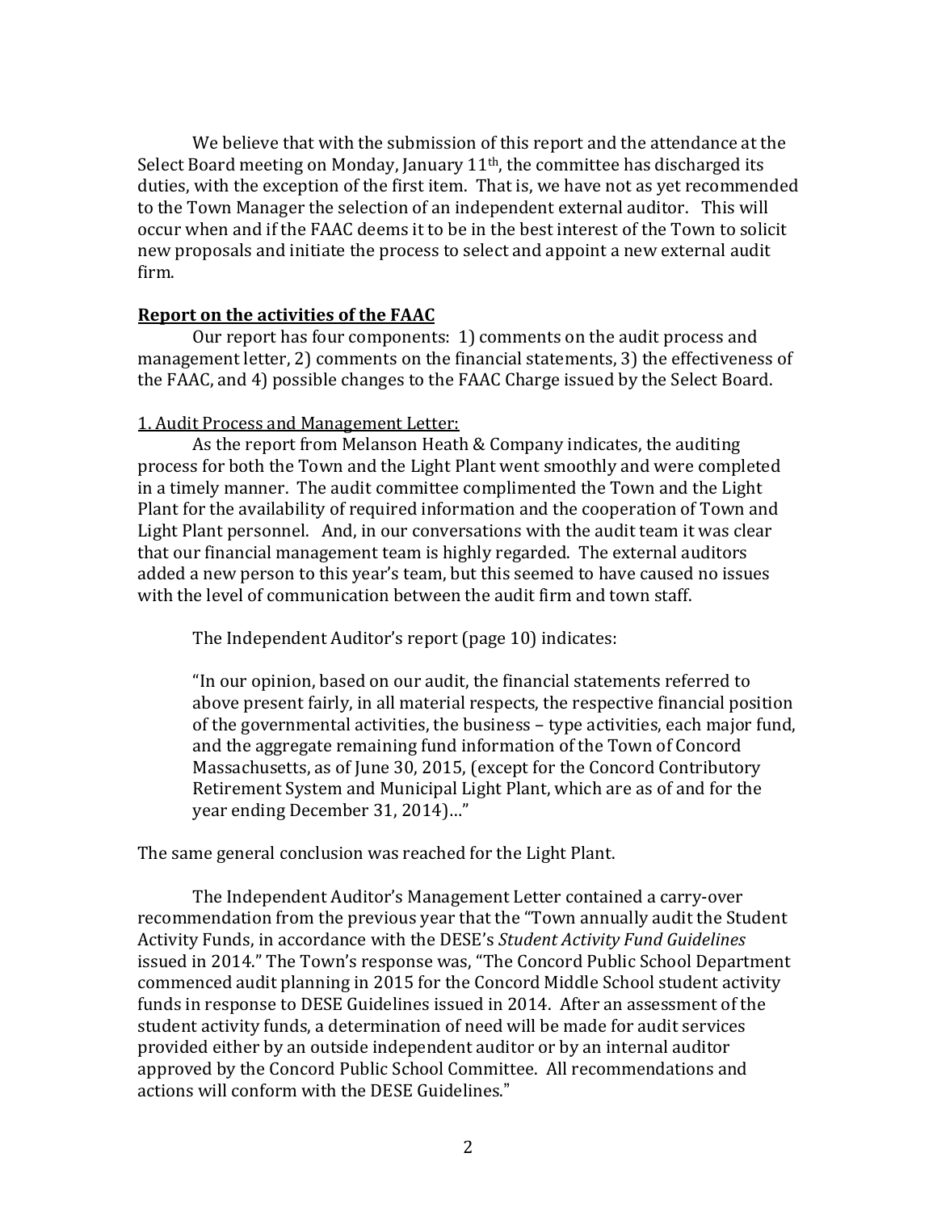We believe that with the submission of this report and the attendance at the Select Board meeting on Monday, January 11th, the committee has discharged its duties, with the exception of the first item. That is, we have not as yet recommended to the Town Manager the selection of an independent external auditor. This will occur when and if the FAAC deems it to be in the best interest of the Town to solicit new proposals and initiate the process to select and appoint a new external audit firm.

**Report on the activities of the FAAC**

Our report has four components: 1) comments on the audit process and management letter, 2) comments on the financial statements, 3) the effectiveness of the FAAC, and 4) possible changes to the FAAC Charge issued by the Select Board.

1. Audit Process and Management Letter:

As the report from Melanson Heath & Company indicates, the auditing process for both the Town and the Light Plant went smoothly and were completed in a timely manner. The audit committee complimented the Town and the Light Plant for the availability of required information and the cooperation of Town and Light Plant personnel. And, in our conversations with the audit team it was clear that our financial management team is highly regarded. The external auditors added a new person to this year's team, but this seemed to have caused no issues with the level of communication between the audit firm and town staff.

The Independent Auditor's report (page 10) indicates:

> "In our opinion, based on our audit, the financial statements referred to above present fairly, in all material respects, the respective financial position of the governmental activities, the business – type activities, each major fund, and the aggregate remaining fund information of the Town of Concord Massachusetts, as of June 30, 2015, (except for the Concord Contributory Retirement System and Municipal Light Plant, which are as of and for the year ending December 31, 2014)…"

The same general conclusion was reached for the Light Plant.

The Independent Auditor's Management Letter contained a carry-over recommendation from the previous year that the "Town annually audit the Student Activity Funds, in accordance with the DESE's *Student Activity Fund Guidelines* issued in 2014." The Town's response was, "The Concord Public School Department commenced audit planning in 2015 for the Concord Middle School student activity funds in response to DESE Guidelines issued in 2014. After an assessment of the student activity funds, a determination of need will be made for audit services provided either by an outside independent auditor or by an internal auditor approved by the Concord Public School Committee. All recommendations and actions will conform with the DESE Guidelines."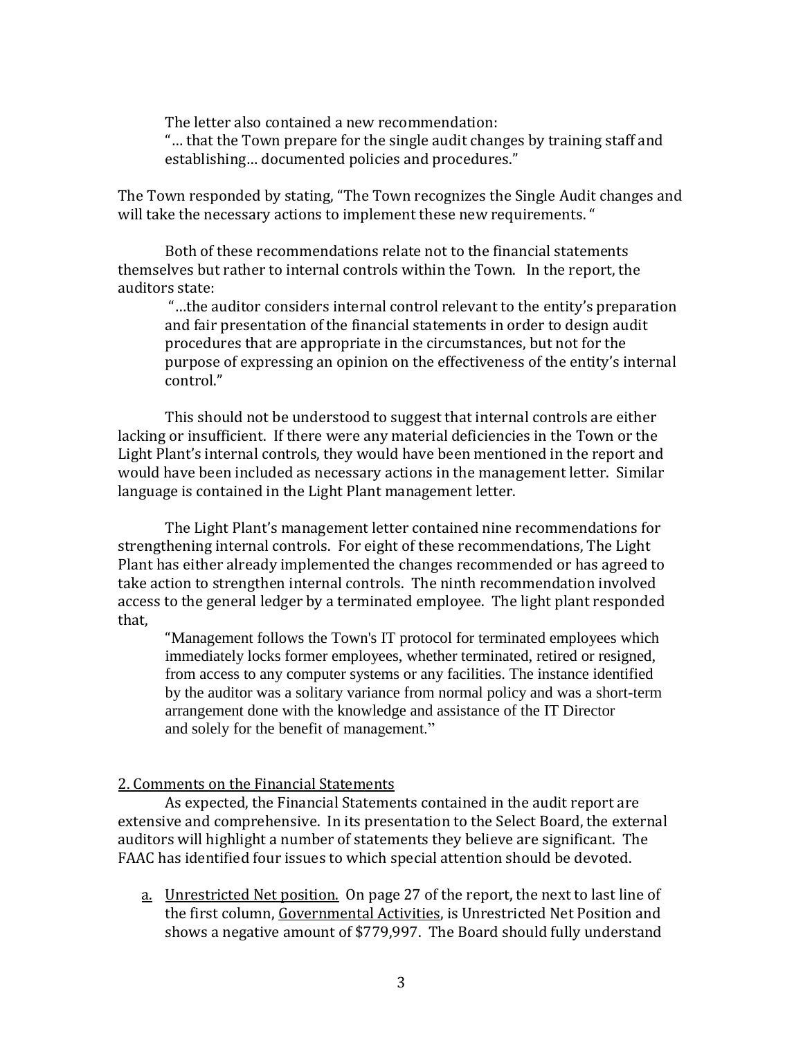> The letter also contained a new recommendation:
> "… that the Town prepare for the single audit changes by training staff and establishing… documented policies and procedures."

The Town responded by stating, "The Town recognizes the Single Audit changes and will take the necessary actions to implement these new requirements. "

Both of these recommendations relate not to the financial statements themselves but rather to internal controls within the Town. In the report, the auditors state:

> "…the auditor considers internal control relevant to the entity's preparation and fair presentation of the financial statements in order to design audit procedures that are appropriate in the circumstances, but not for the purpose of expressing an opinion on the effectiveness of the entity's internal control."

This should not be understood to suggest that internal controls are either lacking or insufficient. If there were any material deficiencies in the Town or the Light Plant's internal controls, they would have been mentioned in the report and would have been included as necessary actions in the management letter. Similar language is contained in the Light Plant management letter.

The Light Plant's management letter contained nine recommendations for strengthening internal controls. For eight of these recommendations, The Light Plant has either already implemented the changes recommended or has agreed to take action to strengthen internal controls. The ninth recommendation involved access to the general ledger by a terminated employee. The light plant responded that,

> "Management follows the Town's IT protocol for terminated employees which immediately locks former employees, whether terminated, retired or resigned, from access to any computer systems or any facilities. The instance identified by the auditor was a solitary variance from normal policy and was a short-term arrangement done with the knowledge and assistance of the IT Director and solely for the benefit of management."

<u>2. Comments on the Financial Statements</u>

As expected, the Financial Statements contained in the audit report are extensive and comprehensive. In its presentation to the Select Board, the external auditors will highlight a number of statements they believe are significant. The FAAC has identified four issues to which special attention should be devoted.

a. <u>Unrestricted Net position.</u> On page 27 of the report, the next to last line of the first column, <u>Governmental Activities</u>, is Unrestricted Net Position and shows a negative amount of $779,997. The Board should fully understand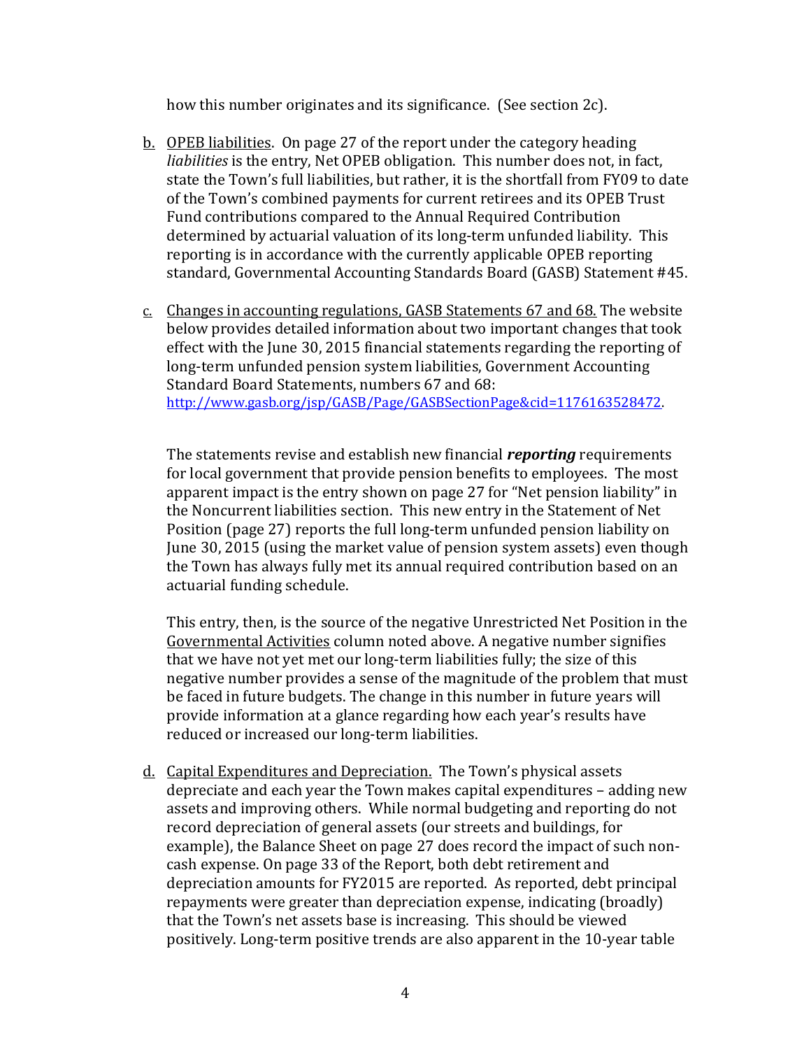how this number originates and its significance. (See section 2c).

b. <u>OPEB liabilities</u>. On page 27 of the report under the category heading *liabilities* is the entry, Net OPEB obligation. This number does not, in fact, state the Town's full liabilities, but rather, it is the shortfall from FY09 to date of the Town's combined payments for current retirees and its OPEB Trust Fund contributions compared to the Annual Required Contribution determined by actuarial valuation of its long-term unfunded liability. This reporting is in accordance with the currently applicable OPEB reporting standard, Governmental Accounting Standards Board (GASB) Statement #45.

c. <u>Changes in accounting regulations, GASB Statements 67 and 68.</u> The website below provides detailed information about two important changes that took effect with the June 30, 2015 financial statements regarding the reporting of long-term unfunded pension system liabilities, Government Accounting Standard Board Statements, numbers 67 and 68: [http://www.gasb.org/jsp/GASB/Page/GASBSectionPage&cid=1176163528472](http://www.gasb.org/jsp/GASB/Page/GASBSectionPage&cid=1176163528472).

   The statements revise and establish new financial ***reporting*** requirements for local government that provide pension benefits to employees. The most apparent impact is the entry shown on page 27 for "Net pension liability" in the Noncurrent liabilities section. This new entry in the Statement of Net Position (page 27) reports the full long-term unfunded pension liability on June 30, 2015 (using the market value of pension system assets) even though the Town has always fully met its annual required contribution based on an actuarial funding schedule.

   This entry, then, is the source of the negative Unrestricted Net Position in the <u>Governmental Activities</u> column noted above. A negative number signifies that we have not yet met our long-term liabilities fully; the size of this negative number provides a sense of the magnitude of the problem that must be faced in future budgets. The change in this number in future years will provide information at a glance regarding how each year's results have reduced or increased our long-term liabilities.

d. <u>Capital Expenditures and Depreciation.</u> The Town's physical assets depreciate and each year the Town makes capital expenditures – adding new assets and improving others. While normal budgeting and reporting do not record depreciation of general assets (our streets and buildings, for example), the Balance Sheet on page 27 does record the impact of such non-cash expense. On page 33 of the Report, both debt retirement and depreciation amounts for FY2015 are reported. As reported, debt principal repayments were greater than depreciation expense, indicating (broadly) that the Town's net assets base is increasing. This should be viewed positively. Long-term positive trends are also apparent in the 10-year table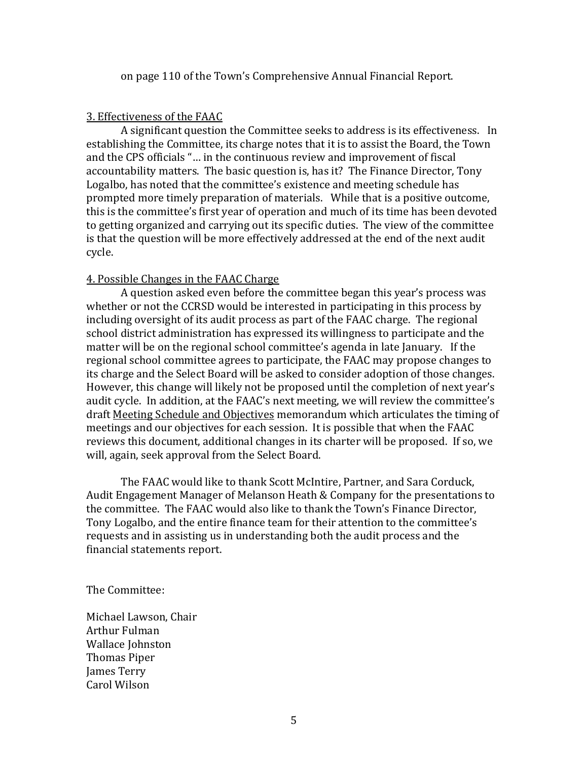on page 110 of the Town's Comprehensive Annual Financial Report.

<u>3. Effectiveness of the FAAC</u>

A significant question the Committee seeks to address is its effectiveness. In establishing the Committee, its charge notes that it is to assist the Board, the Town and the CPS officials "… in the continuous review and improvement of fiscal accountability matters. The basic question is, has it? The Finance Director, Tony Logalbo, has noted that the committee's existence and meeting schedule has prompted more timely preparation of materials. While that is a positive outcome, this is the committee's first year of operation and much of its time has been devoted to getting organized and carrying out its specific duties. The view of the committee is that the question will be more effectively addressed at the end of the next audit cycle.

<u>4. Possible Changes in the FAAC Charge</u>

A question asked even before the committee began this year's process was whether or not the CCRSD would be interested in participating in this process by including oversight of its audit process as part of the FAAC charge. The regional school district administration has expressed its willingness to participate and the matter will be on the regional school committee's agenda in late January. If the regional school committee agrees to participate, the FAAC may propose changes to its charge and the Select Board will be asked to consider adoption of those changes. However, this change will likely not be proposed until the completion of next year's audit cycle. In addition, at the FAAC's next meeting, we will review the committee's draft <u>Meeting Schedule and Objectives</u> memorandum which articulates the timing of meetings and our objectives for each session. It is possible that when the FAAC reviews this document, additional changes in its charter will be proposed. If so, we will, again, seek approval from the Select Board.

The FAAC would like to thank Scott McIntire, Partner, and Sara Corduck, Audit Engagement Manager of Melanson Heath & Company for the presentations to the committee. The FAAC would also like to thank the Town's Finance Director, Tony Logalbo, and the entire finance team for their attention to the committee's requests and in assisting us in understanding both the audit process and the financial statements report.

The Committee:

Michael Lawson, Chair
Arthur Fulman
Wallace Johnston
Thomas Piper
James Terry
Carol Wilson